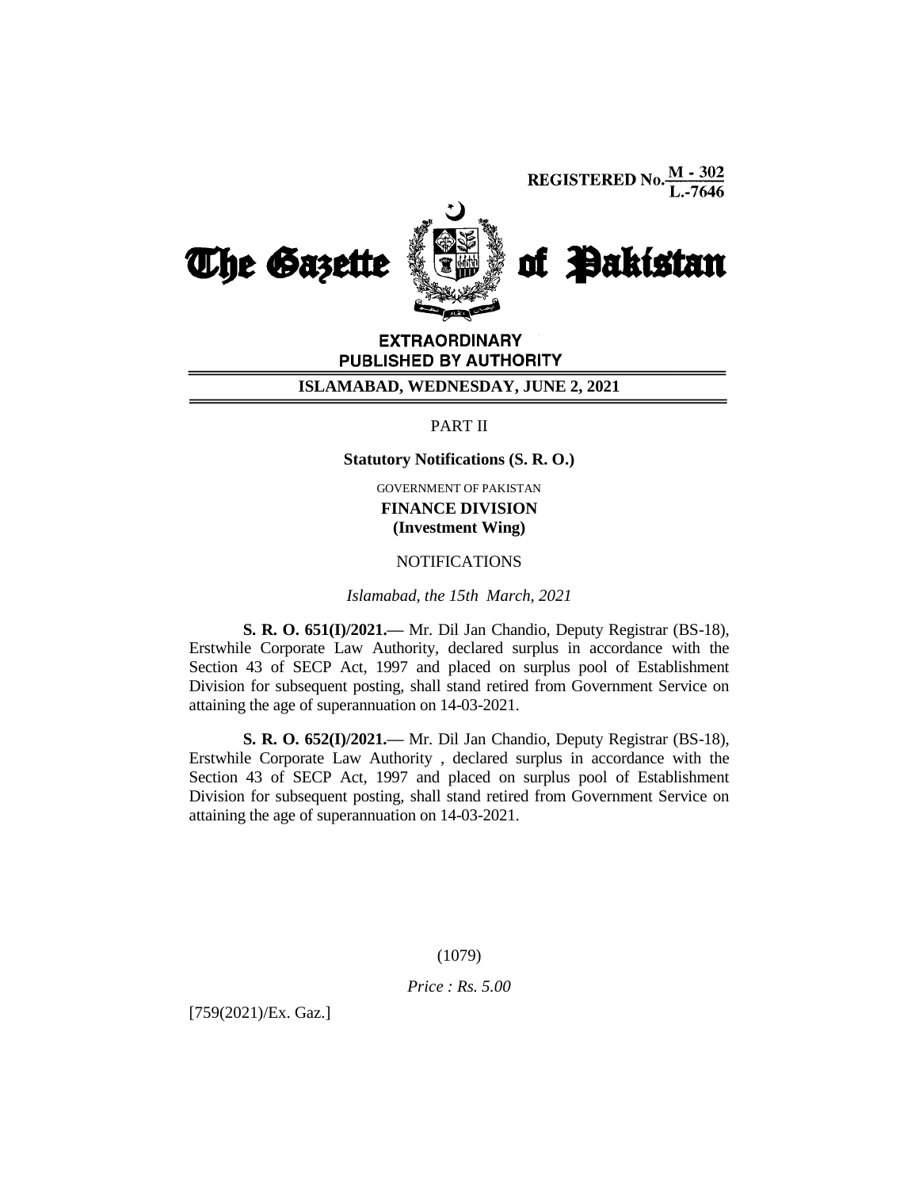REGISTERED No. M - 302 / L.-7646

# The Gazette of Pakistan

**EXTRAORDINARY**
**PUBLISHED BY AUTHORITY**

**ISLAMABAD, WEDNESDAY, JUNE 2, 2021**

PART II

**Statutory Notifications (S. R. O.)**

GOVERNMENT OF PAKISTAN
**FINANCE DIVISION**
**(Investment Wing)**

NOTIFICATIONS

*Islamabad, the 15th March, 2021*

**S. R. O. 651(I)/2021.—** Mr. Dil Jan Chandio, Deputy Registrar (BS-18), Erstwhile Corporate Law Authority, declared surplus in accordance with the Section 43 of SECP Act, 1997 and placed on surplus pool of Establishment Division for subsequent posting, shall stand retired from Government Service on attaining the age of superannuation on 14-03-2021.

**S. R. O. 652(I)/2021.—** Mr. Dil Jan Chandio, Deputy Registrar (BS-18), Erstwhile Corporate Law Authority , declared surplus in accordance with the Section 43 of SECP Act, 1997 and placed on surplus pool of Establishment Division for subsequent posting, shall stand retired from Government Service on attaining the age of superannuation on 14-03-2021.

(1079)

*Price : Rs. 5.00*

[759(2021)/Ex. Gaz.]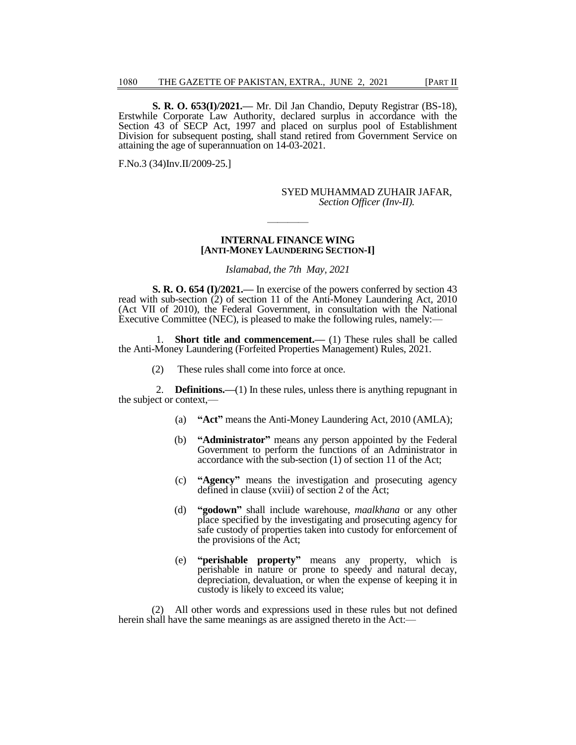**S. R. O. 653(I)/2021.—** Mr. Dil Jan Chandio, Deputy Registrar (BS-18), Erstwhile Corporate Law Authority, declared surplus in accordance with the Section 43 of SECP Act, 1997 and placed on surplus pool of Establishment Division for subsequent posting, shall stand retired from Government Service on attaining the age of superannuation on 14-03-2021.

F.No.3 (34)Inv.II/2009-25.]

SYED MUHAMMAD ZUHAIR JAFAR,
*Section Officer (Inv-II).*

---

**INTERNAL FINANCE WING**
**[ANTI-MONEY LAUNDERING SECTION-I]**

*Islamabad, the 7th May, 2021*

**S. R. O. 654 (I)/2021.—** In exercise of the powers conferred by section 43 read with sub-section (2) of section 11 of the Anti-Money Laundering Act, 2010 (Act VII of 2010), the Federal Government, in consultation with the National Executive Committee (NEC), is pleased to make the following rules, namely:—

1. **Short title and commencement.—** (1) These rules shall be called the Anti-Money Laundering (Forfeited Properties Management) Rules, 2021.

(2) These rules shall come into force at once.

2. **Definitions.—**(1) In these rules, unless there is anything repugnant in the subject or context,—

(a) **"Act"** means the Anti-Money Laundering Act, 2010 (AMLA);

(b) **"Administrator"** means any person appointed by the Federal Government to perform the functions of an Administrator in accordance with the sub-section (1) of section 11 of the Act;

(c) **"Agency"** means the investigation and prosecuting agency defined in clause (xviii) of section 2 of the Act;

(d) **"godown"** shall include warehouse, *maalkhana* or any other place specified by the investigating and prosecuting agency for safe custody of properties taken into custody for enforcement of the provisions of the Act;

(e) **"perishable property"** means any property, which is perishable in nature or prone to speedy and natural decay, depreciation, devaluation, or when the expense of keeping it in custody is likely to exceed its value;

(2) All other words and expressions used in these rules but not defined herein shall have the same meanings as are assigned thereto in the Act:—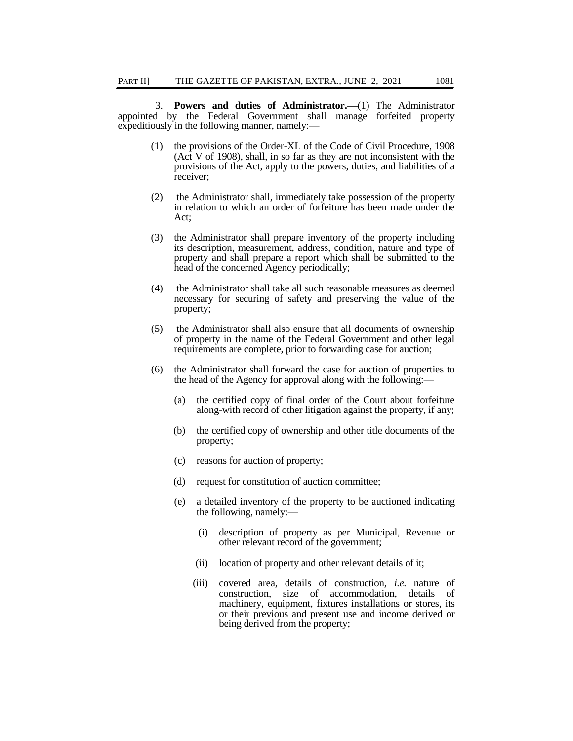3. **Powers and duties of Administrator.—**(1) The Administrator appointed by the Federal Government shall manage forfeited property expeditiously in the following manner, namely:—

(1) the provisions of the Order-XL of the Code of Civil Procedure, 1908 (Act V of 1908), shall, in so far as they are not inconsistent with the provisions of the Act, apply to the powers, duties, and liabilities of a receiver;

(2) the Administrator shall, immediately take possession of the property in relation to which an order of forfeiture has been made under the Act;

(3) the Administrator shall prepare inventory of the property including its description, measurement, address, condition, nature and type of property and shall prepare a report which shall be submitted to the head of the concerned Agency periodically;

(4) the Administrator shall take all such reasonable measures as deemed necessary for securing of safety and preserving the value of the property;

(5) the Administrator shall also ensure that all documents of ownership of property in the name of the Federal Government and other legal requirements are complete, prior to forwarding case for auction;

(6) the Administrator shall forward the case for auction of properties to the head of the Agency for approval along with the following:—

  (a) the certified copy of final order of the Court about forfeiture along-with record of other litigation against the property, if any;

  (b) the certified copy of ownership and other title documents of the property;

  (c) reasons for auction of property;

  (d) request for constitution of auction committee;

  (e) a detailed inventory of the property to be auctioned indicating the following, namely:—

    (i) description of property as per Municipal, Revenue or other relevant record of the government;

    (ii) location of property and other relevant details of it;

    (iii) covered area, details of construction, *i.e.* nature of construction, size of accommodation, details of machinery, equipment, fixtures installations or stores, its or their previous and present use and income derived or being derived from the property;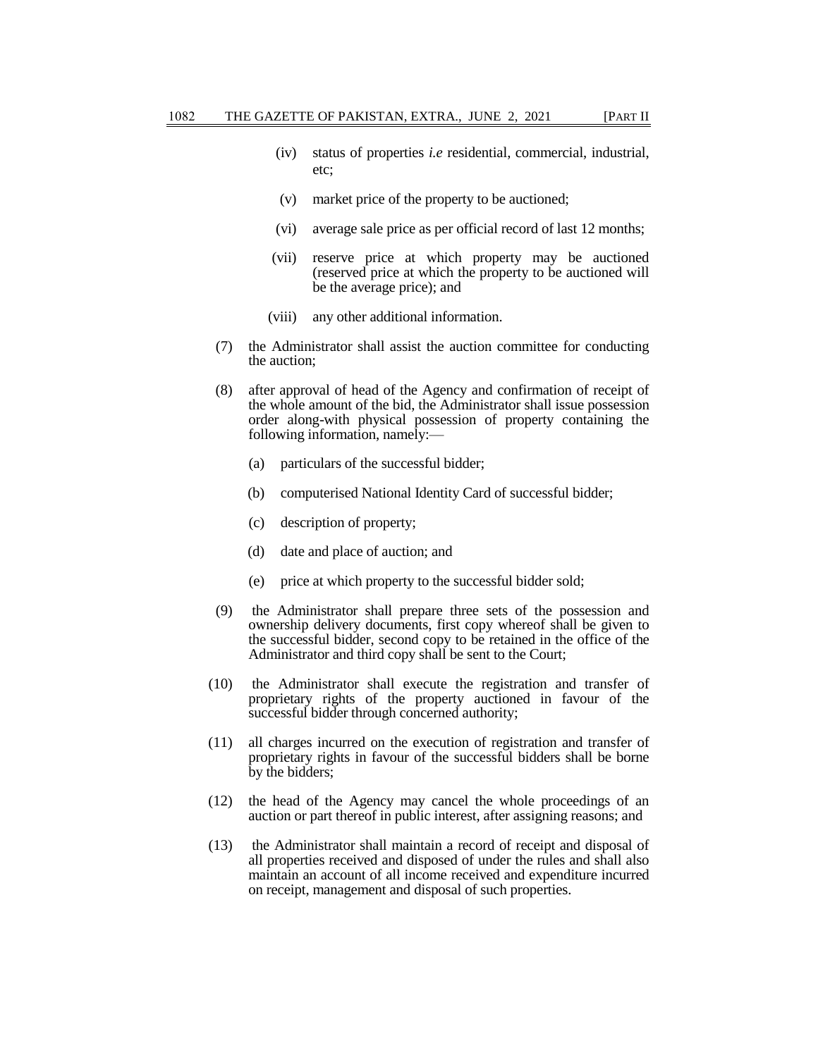(iv) status of properties *i.e* residential, commercial, industrial, etc;

(v) market price of the property to be auctioned;

(vi) average sale price as per official record of last 12 months;

(vii) reserve price at which property may be auctioned (reserved price at which the property to be auctioned will be the average price); and

(viii) any other additional information.

(7) the Administrator shall assist the auction committee for conducting the auction;

(8) after approval of head of the Agency and confirmation of receipt of the whole amount of the bid, the Administrator shall issue possession order along-with physical possession of property containing the following information, namely:—

(a) particulars of the successful bidder;

(b) computerised National Identity Card of successful bidder;

(c) description of property;

(d) date and place of auction; and

(e) price at which property to the successful bidder sold;

(9) the Administrator shall prepare three sets of the possession and ownership delivery documents, first copy whereof shall be given to the successful bidder, second copy to be retained in the office of the Administrator and third copy shall be sent to the Court;

(10) the Administrator shall execute the registration and transfer of proprietary rights of the property auctioned in favour of the successful bidder through concerned authority;

(11) all charges incurred on the execution of registration and transfer of proprietary rights in favour of the successful bidders shall be borne by the bidders;

(12) the head of the Agency may cancel the whole proceedings of an auction or part thereof in public interest, after assigning reasons; and

(13) the Administrator shall maintain a record of receipt and disposal of all properties received and disposed of under the rules and shall also maintain an account of all income received and expenditure incurred on receipt, management and disposal of such properties.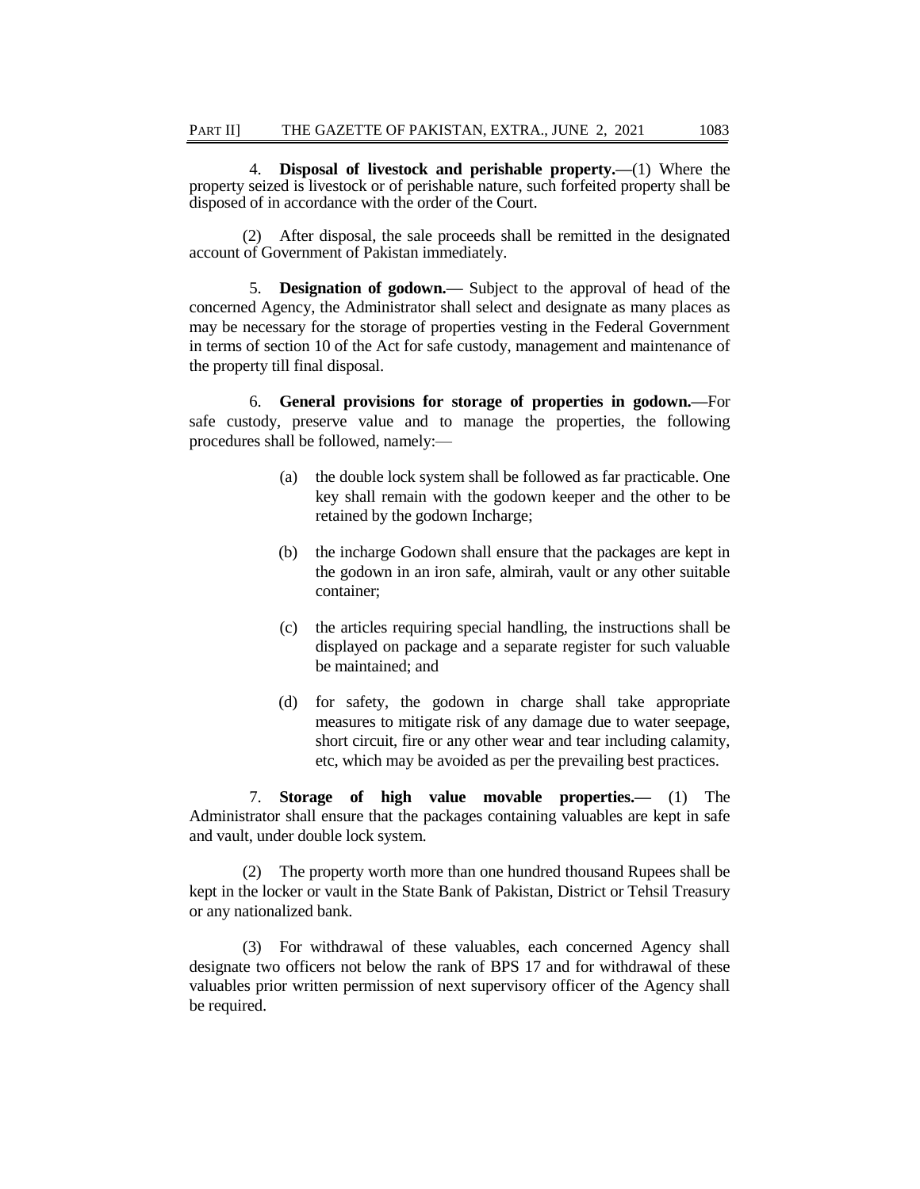4. **Disposal of livestock and perishable property.—**(1) Where the property seized is livestock or of perishable nature, such forfeited property shall be disposed of in accordance with the order of the Court.

(2) After disposal, the sale proceeds shall be remitted in the designated account of Government of Pakistan immediately.

5. **Designation of godown.—** Subject to the approval of head of the concerned Agency, the Administrator shall select and designate as many places as may be necessary for the storage of properties vesting in the Federal Government in terms of section 10 of the Act for safe custody, management and maintenance of the property till final disposal.

6. **General provisions for storage of properties in godown.—**For safe custody, preserve value and to manage the properties, the following procedures shall be followed, namely:—

(a) the double lock system shall be followed as far practicable. One key shall remain with the godown keeper and the other to be retained by the godown Incharge;

(b) the incharge Godown shall ensure that the packages are kept in the godown in an iron safe, almirah, vault or any other suitable container;

(c) the articles requiring special handling, the instructions shall be displayed on package and a separate register for such valuable be maintained; and

(d) for safety, the godown in charge shall take appropriate measures to mitigate risk of any damage due to water seepage, short circuit, fire or any other wear and tear including calamity, etc, which may be avoided as per the prevailing best practices.

7. **Storage of high value movable properties.—** (1) The Administrator shall ensure that the packages containing valuables are kept in safe and vault, under double lock system.

(2) The property worth more than one hundred thousand Rupees shall be kept in the locker or vault in the State Bank of Pakistan, District or Tehsil Treasury or any nationalized bank.

(3) For withdrawal of these valuables, each concerned Agency shall designate two officers not below the rank of BPS 17 and for withdrawal of these valuables prior written permission of next supervisory officer of the Agency shall be required.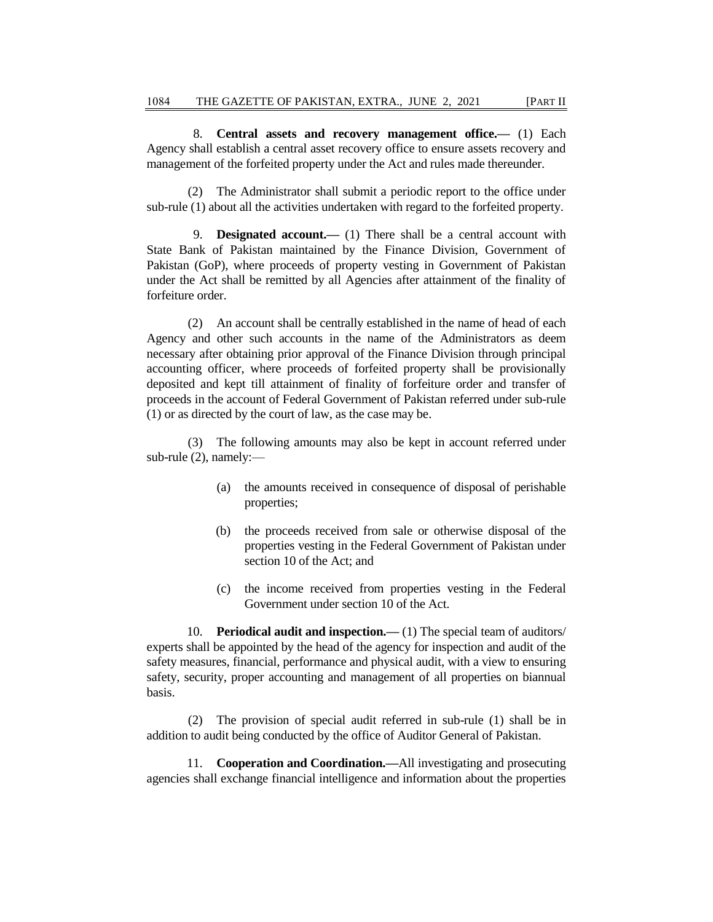8. **Central assets and recovery management office.—** (1) Each Agency shall establish a central asset recovery office to ensure assets recovery and management of the forfeited property under the Act and rules made thereunder.

(2) The Administrator shall submit a periodic report to the office under sub-rule (1) about all the activities undertaken with regard to the forfeited property.

9. **Designated account.—** (1) There shall be a central account with State Bank of Pakistan maintained by the Finance Division, Government of Pakistan (GoP), where proceeds of property vesting in Government of Pakistan under the Act shall be remitted by all Agencies after attainment of the finality of forfeiture order.

(2) An account shall be centrally established in the name of head of each Agency and other such accounts in the name of the Administrators as deem necessary after obtaining prior approval of the Finance Division through principal accounting officer, where proceeds of forfeited property shall be provisionally deposited and kept till attainment of finality of forfeiture order and transfer of proceeds in the account of Federal Government of Pakistan referred under sub-rule (1) or as directed by the court of law, as the case may be.

(3) The following amounts may also be kept in account referred under sub-rule (2), namely:—

(a) the amounts received in consequence of disposal of perishable properties;

(b) the proceeds received from sale or otherwise disposal of the properties vesting in the Federal Government of Pakistan under section 10 of the Act; and

(c) the income received from properties vesting in the Federal Government under section 10 of the Act.

10. **Periodical audit and inspection.—** (1) The special team of auditors/ experts shall be appointed by the head of the agency for inspection and audit of the safety measures, financial, performance and physical audit, with a view to ensuring safety, security, proper accounting and management of all properties on biannual basis.

(2) The provision of special audit referred in sub-rule (1) shall be in addition to audit being conducted by the office of Auditor General of Pakistan.

11. **Cooperation and Coordination.—**All investigating and prosecuting agencies shall exchange financial intelligence and information about the properties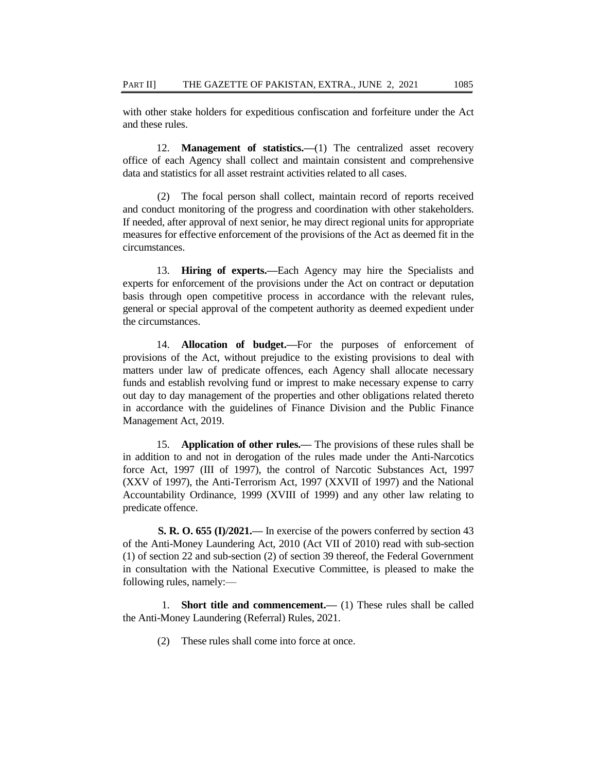with other stake holders for expeditious confiscation and forfeiture under the Act and these rules.

12. **Management of statistics.—**(1) The centralized asset recovery office of each Agency shall collect and maintain consistent and comprehensive data and statistics for all asset restraint activities related to all cases.

(2) The focal person shall collect, maintain record of reports received and conduct monitoring of the progress and coordination with other stakeholders. If needed, after approval of next senior, he may direct regional units for appropriate measures for effective enforcement of the provisions of the Act as deemed fit in the circumstances.

13. **Hiring of experts.—**Each Agency may hire the Specialists and experts for enforcement of the provisions under the Act on contract or deputation basis through open competitive process in accordance with the relevant rules, general or special approval of the competent authority as deemed expedient under the circumstances.

14. **Allocation of budget.—**For the purposes of enforcement of provisions of the Act, without prejudice to the existing provisions to deal with matters under law of predicate offences, each Agency shall allocate necessary funds and establish revolving fund or imprest to make necessary expense to carry out day to day management of the properties and other obligations related thereto in accordance with the guidelines of Finance Division and the Public Finance Management Act, 2019.

15. **Application of other rules.—** The provisions of these rules shall be in addition to and not in derogation of the rules made under the Anti-Narcotics force Act, 1997 (III of 1997), the control of Narcotic Substances Act, 1997 (XXV of 1997), the Anti-Terrorism Act, 1997 (XXVII of 1997) and the National Accountability Ordinance, 1999 (XVIII of 1999) and any other law relating to predicate offence.

**S. R. O. 655 (I)/2021.—** In exercise of the powers conferred by section 43 of the Anti-Money Laundering Act, 2010 (Act VII of 2010) read with sub-section (1) of section 22 and sub-section (2) of section 39 thereof, the Federal Government in consultation with the National Executive Committee, is pleased to make the following rules, namely:—

1. **Short title and commencement.—** (1) These rules shall be called the Anti-Money Laundering (Referral) Rules, 2021.

(2) These rules shall come into force at once.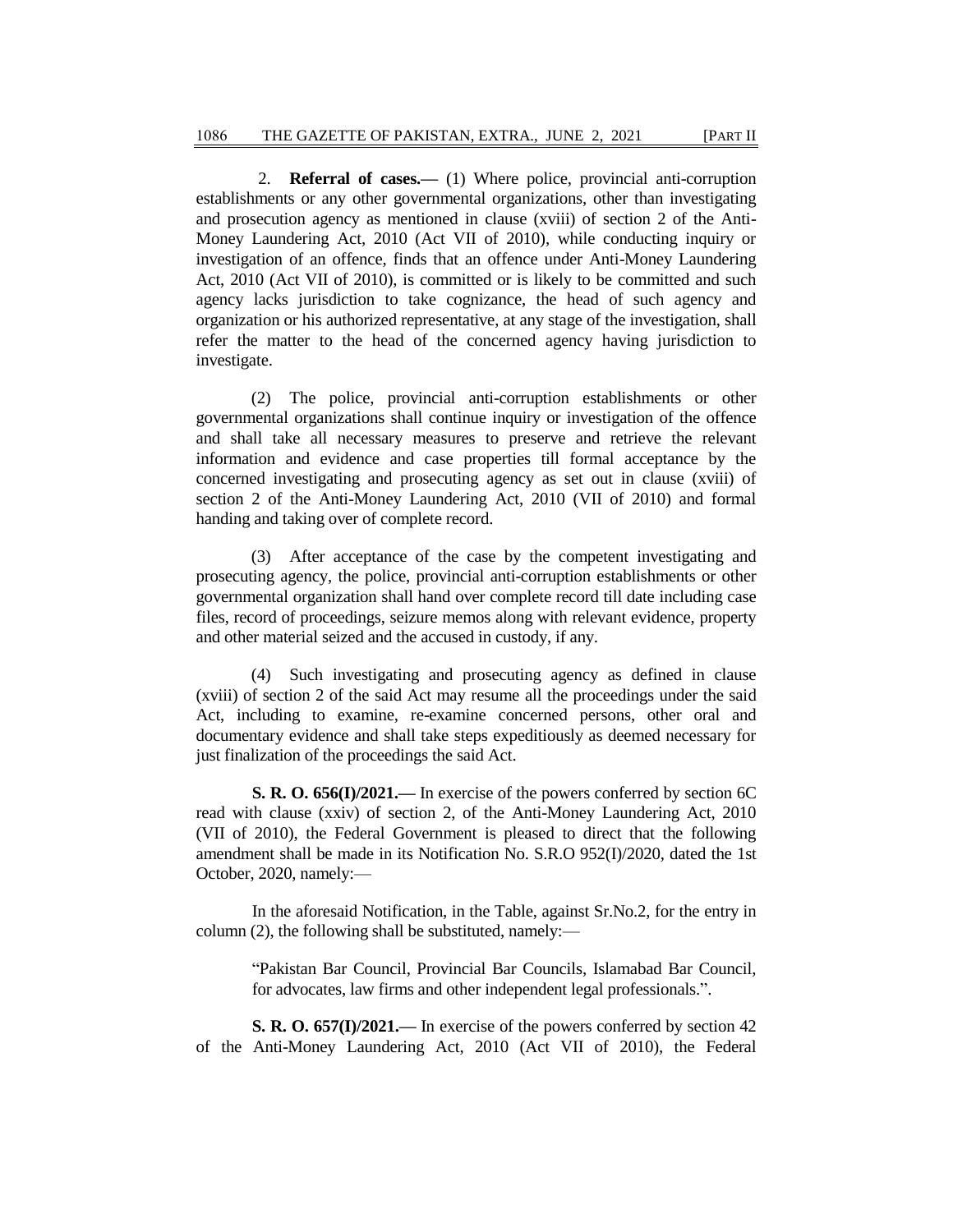2. **Referral of cases.**— (1) Where police, provincial anti-corruption establishments or any other governmental organizations, other than investigating and prosecution agency as mentioned in clause (xviii) of section 2 of the Anti-Money Laundering Act, 2010 (Act VII of 2010), while conducting inquiry or investigation of an offence, finds that an offence under Anti-Money Laundering Act, 2010 (Act VII of 2010), is committed or is likely to be committed and such agency lacks jurisdiction to take cognizance, the head of such agency and organization or his authorized representative, at any stage of the investigation, shall refer the matter to the head of the concerned agency having jurisdiction to investigate.

(2) The police, provincial anti-corruption establishments or other governmental organizations shall continue inquiry or investigation of the offence and shall take all necessary measures to preserve and retrieve the relevant information and evidence and case properties till formal acceptance by the concerned investigating and prosecuting agency as set out in clause (xviii) of section 2 of the Anti-Money Laundering Act, 2010 (VII of 2010) and formal handing and taking over of complete record.

(3) After acceptance of the case by the competent investigating and prosecuting agency, the police, provincial anti-corruption establishments or other governmental organization shall hand over complete record till date including case files, record of proceedings, seizure memos along with relevant evidence, property and other material seized and the accused in custody, if any.

(4) Such investigating and prosecuting agency as defined in clause (xviii) of section 2 of the said Act may resume all the proceedings under the said Act, including to examine, re-examine concerned persons, other oral and documentary evidence and shall take steps expeditiously as deemed necessary for just finalization of the proceedings the said Act.

**S. R. O. 656(I)/2021.**— In exercise of the powers conferred by section 6C read with clause (xxiv) of section 2, of the Anti-Money Laundering Act, 2010 (VII of 2010), the Federal Government is pleased to direct that the following amendment shall be made in its Notification No. S.R.O 952(I)/2020, dated the 1st October, 2020, namely:—

In the aforesaid Notification, in the Table, against Sr.No.2, for the entry in column (2), the following shall be substituted, namely:—

> "Pakistan Bar Council, Provincial Bar Councils, Islamabad Bar Council, for advocates, law firms and other independent legal professionals.".

**S. R. O. 657(I)/2021.**— In exercise of the powers conferred by section 42 of the Anti-Money Laundering Act, 2010 (Act VII of 2010), the Federal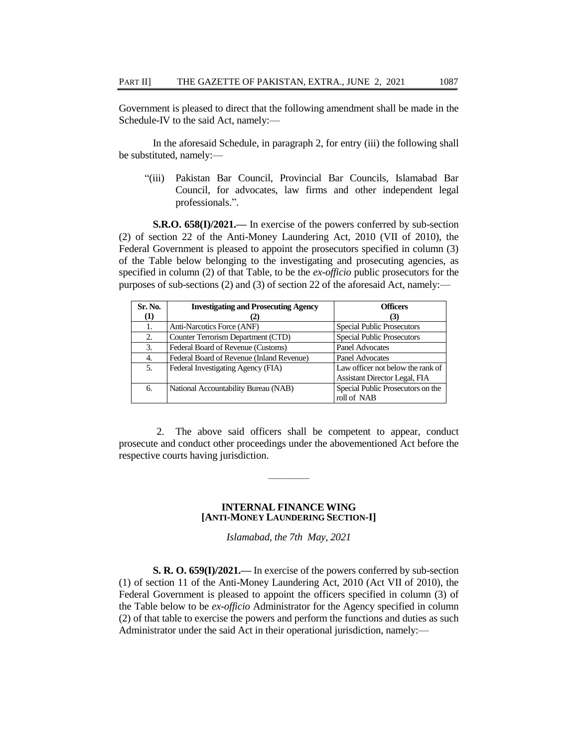Government is pleased to direct that the following amendment shall be made in the Schedule-IV to the said Act, namely:—

In the aforesaid Schedule, in paragraph 2, for entry (iii) the following shall be substituted, namely:—

"(iii) Pakistan Bar Council, Provincial Bar Councils, Islamabad Bar Council, for advocates, law firms and other independent legal professionals.".

**S.R.O. 658(I)/2021.—** In exercise of the powers conferred by sub-section (2) of section 22 of the Anti-Money Laundering Act, 2010 (VII of 2010), the Federal Government is pleased to appoint the prosecutors specified in column (3) of the Table below belonging to the investigating and prosecuting agencies, as specified in column (2) of that Table, to be the *ex-officio* public prosecutors for the purposes of sub-sections (2) and (3) of section 22 of the aforesaid Act, namely:—

| Sr. No. (1) | Investigating and Prosecuting Agency (2) | Officers (3) |
|---|---|---|
| 1. | Anti-Narcotics Force (ANF) | Special Public Prosecutors |
| 2. | Counter Terrorism Department (CTD) | Special Public Prosecutors |
| 3. | Federal Board of Revenue (Customs) | Panel Advocates |
| 4. | Federal Board of Revenue (Inland Revenue) | Panel Advocates |
| 5. | Federal Investigating Agency (FIA) | Law officer not below the rank of Assistant Director Legal, FIA |
| 6. | National Accountability Bureau (NAB) | Special Public Prosecutors on the roll of NAB |

2. The above said officers shall be competent to appear, conduct prosecute and conduct other proceedings under the abovementioned Act before the respective courts having jurisdiction.

———————

**INTERNAL FINANCE WING**
**[ANTI-MONEY LAUNDERING SECTION-I]**

*Islamabad, the 7th May, 2021*

**S. R. O. 659(I)/2021.—** In exercise of the powers conferred by sub-section (1) of section 11 of the Anti-Money Laundering Act, 2010 (Act VII of 2010), the Federal Government is pleased to appoint the officers specified in column (3) of the Table below to be *ex-officio* Administrator for the Agency specified in column (2) of that table to exercise the powers and perform the functions and duties as such Administrator under the said Act in their operational jurisdiction, namely:—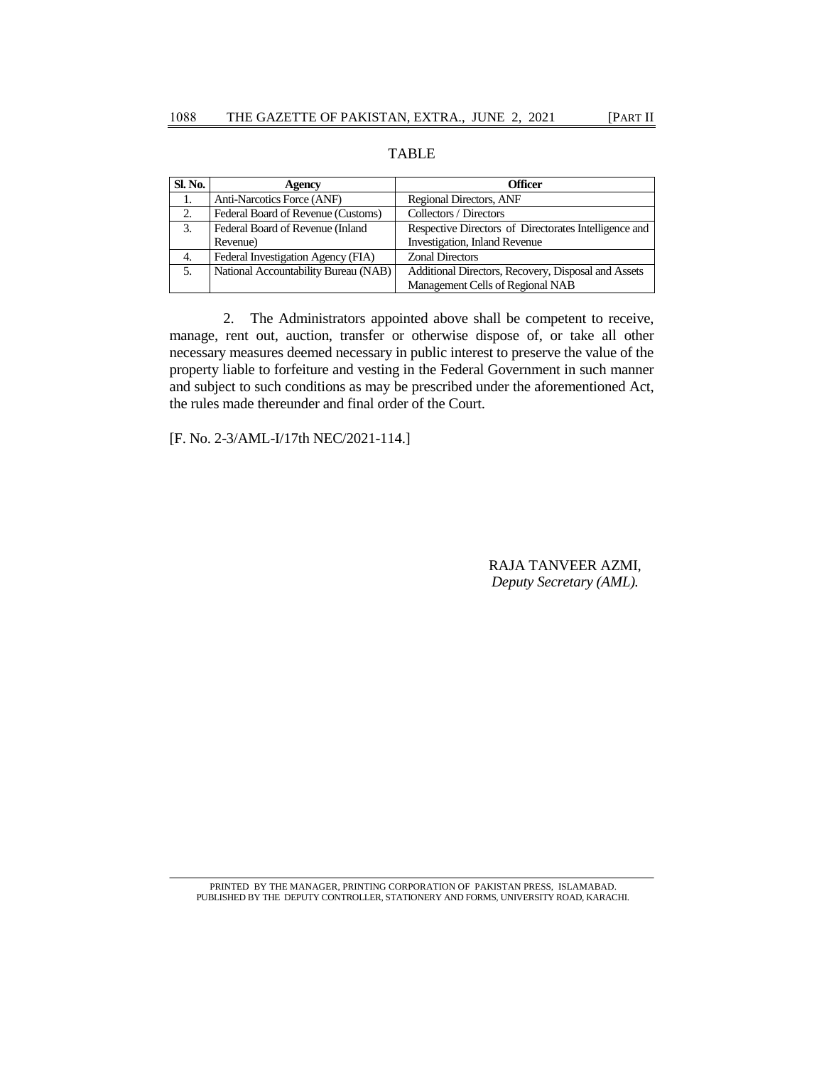TABLE

| Sl. No. | Agency | Officer |
|---|---|---|
| 1. | Anti-Narcotics Force (ANF) | Regional Directors, ANF |
| 2. | Federal Board of Revenue (Customs) | Collectors / Directors |
| 3. | Federal Board of Revenue (Inland Revenue) | Respective Directors of Directorates Intelligence and Investigation, Inland Revenue |
| 4. | Federal Investigation Agency (FIA) | Zonal Directors |
| 5. | National Accountability Bureau (NAB) | Additional Directors, Recovery, Disposal and Assets Management Cells of Regional NAB |

2. The Administrators appointed above shall be competent to receive, manage, rent out, auction, transfer or otherwise dispose of, or take all other necessary measures deemed necessary in public interest to preserve the value of the property liable to forfeiture and vesting in the Federal Government in such manner and subject to such conditions as may be prescribed under the aforementioned Act, the rules made thereunder and final order of the Court.

[F. No. 2-3/AML-I/17th NEC/2021-114.]

RAJA TANVEER AZMI,
*Deputy Secretary (AML).*

PRINTED BY THE MANAGER, PRINTING CORPORATION OF PAKISTAN PRESS, ISLAMABAD.
PUBLISHED BY THE DEPUTY CONTROLLER, STATIONERY AND FORMS, UNIVERSITY ROAD, KARACHI.